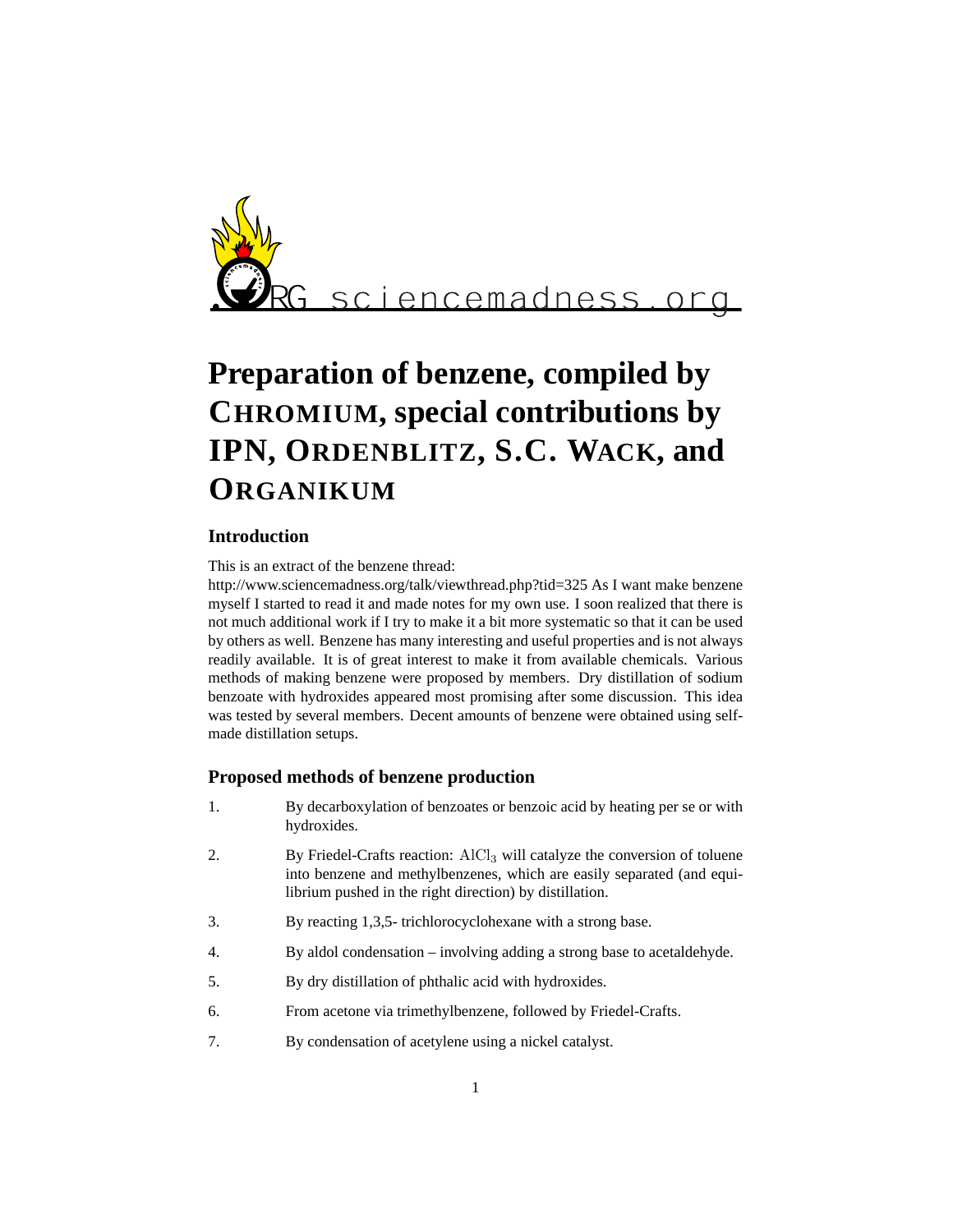.ORG sciencemadness.org

# Preparation of benzene, compiled by CHROMIUM, special contributions by IPN, ORDENBLITZ, S.C. WACK, and ORGANIKUM

## Introduction

This is an extract of the benzene thread:
http://www.sciencemadness.org/talk/viewthread.php?tid=325 As I want make benzene myself I started to read it and made notes for my own use. I soon realized that there is not much additional work if I try to make it a bit more systematic so that it can be used by others as well. Benzene has many interesting and useful properties and is not always readily available. It is of great interest to make it from available chemicals. Various methods of making benzene were proposed by members. Dry distillation of sodium benzoate with hydroxides appeared most promising after some discussion. This idea was tested by several members. Decent amounts of benzene were obtained using self-made distillation setups.

## Proposed methods of benzene production

1. By decarboxylation of benzoates or benzoic acid by heating per se or with hydroxides.
2. By Friedel-Crafts reaction: $AlCl_3$ will catalyze the conversion of toluene into benzene and methylbenzenes, which are easily separated (and equilibrium pushed in the right direction) by distillation.
3. By reacting 1,3,5- trichlorocyclohexane with a strong base.
4. By aldol condensation – involving adding a strong base to acetaldehyde.
5. By dry distillation of phthalic acid with hydroxides.
6. From acetone via trimethylbenzene, followed by Friedel-Crafts.
7. By condensation of acetylene using a nickel catalyst.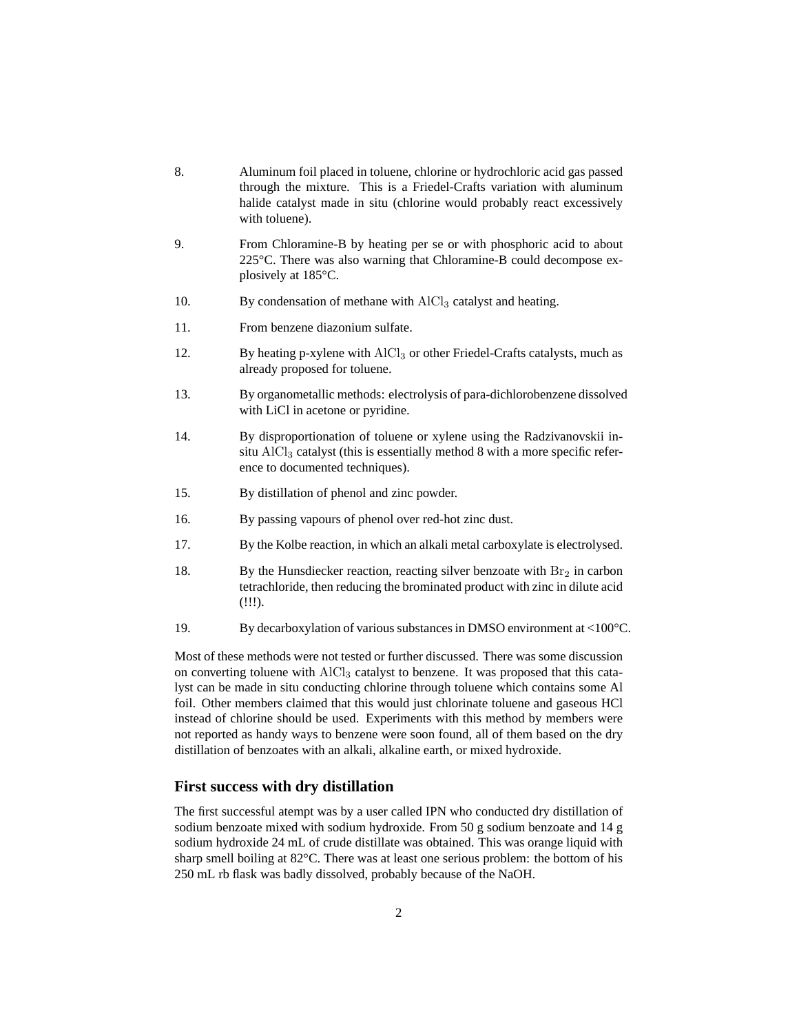8. Aluminum foil placed in toluene, chlorine or hydrochloric acid gas passed through the mixture. This is a Friedel-Crafts variation with aluminum halide catalyst made in situ (chlorine would probably react excessively with toluene).

9. From Chloramine-B by heating per se or with phosphoric acid to about 225°C. There was also warning that Chloramine-B could decompose explosively at 185°C.

10. By condensation of methane with $AlCl_3$ catalyst and heating.

11. From benzene diazonium sulfate.

12. By heating p-xylene with $AlCl_3$ or other Friedel-Crafts catalysts, much as already proposed for toluene.

13. By organometallic methods: electrolysis of para-dichlorobenzene dissolved with LiCl in acetone or pyridine.

14. By disproportionation of toluene or xylene using the Radzivanovskii in-situ $AlCl_3$ catalyst (this is essentially method 8 with a more specific reference to documented techniques).

15. By distillation of phenol and zinc powder.

16. By passing vapours of phenol over red-hot zinc dust.

17. By the Kolbe reaction, in which an alkali metal carboxylate is electrolysed.

18. By the Hunsdiecker reaction, reacting silver benzoate with $Br_2$ in carbon tetrachloride, then reducing the brominated product with zinc in dilute acid (!!!).

19. By decarboxylation of various substances in DMSO environment at <100°C.

Most of these methods were not tested or further discussed. There was some discussion on converting toluene with $AlCl_3$ catalyst to benzene. It was proposed that this catalyst can be made in situ conducting chlorine through toluene which contains some Al foil. Other members claimed that this would just chlorinate toluene and gaseous HCl instead of chlorine should be used. Experiments with this method by members were not reported as handy ways to benzene were soon found, all of them based on the dry distillation of benzoates with an alkali, alkaline earth, or mixed hydroxide.

## First success with dry distillation

The first successful atempt was by a user called IPN who conducted dry distillation of sodium benzoate mixed with sodium hydroxide. From 50 g sodium benzoate and 14 g sodium hydroxide 24 mL of crude distillate was obtained. This was orange liquid with sharp smell boiling at 82°C. There was at least one serious problem: the bottom of his 250 mL rb flask was badly dissolved, probably because of the NaOH.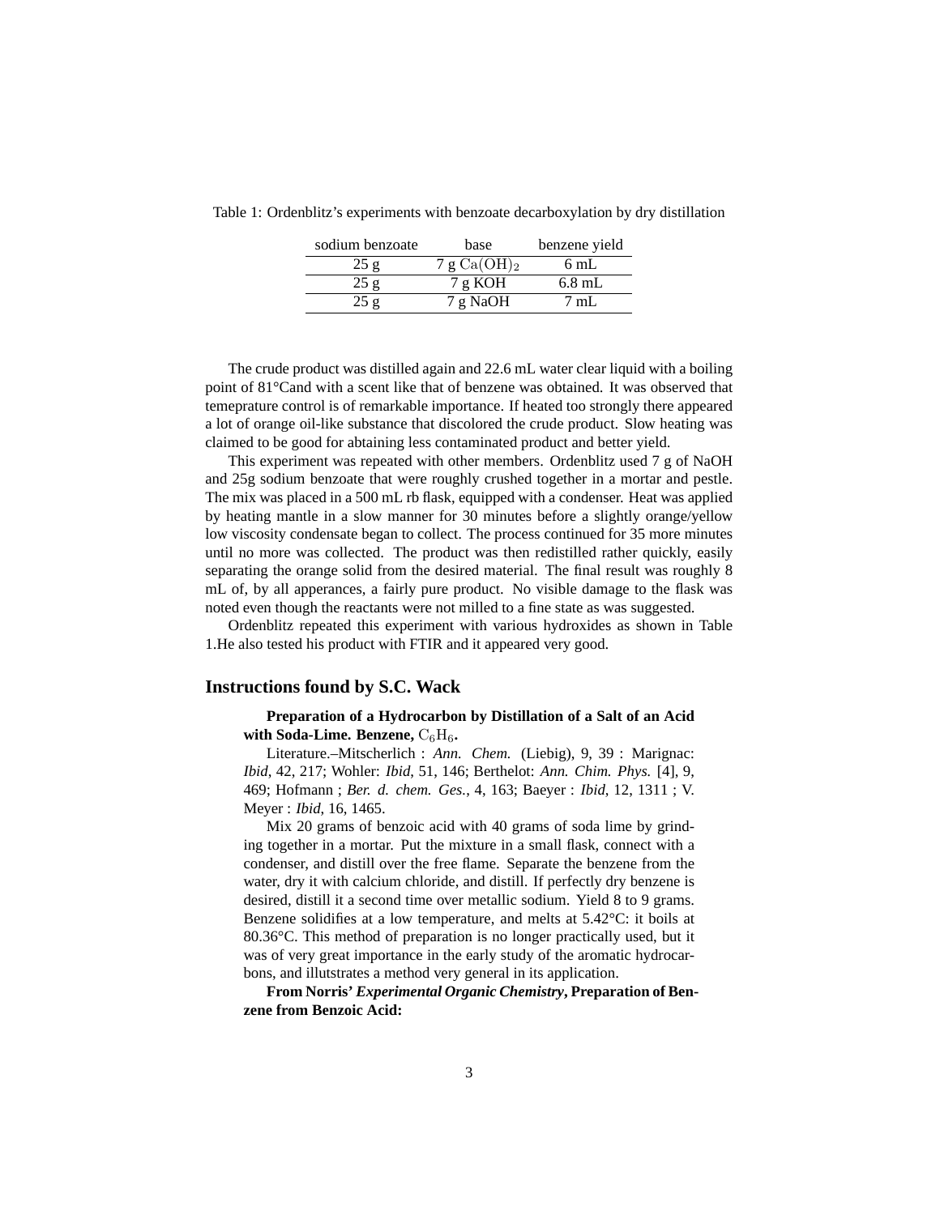Table 1: Ordenblitz's experiments with benzoate decarboxylation by dry distillation

| sodium benzoate | base | benzene yield |
|---|---|---|
| 25 g | 7 g $Ca(OH)_2$ | 6 mL |
| 25 g | 7 g KOH | 6.8 mL |
| 25 g | 7 g NaOH | 7 mL |

The crude product was distilled again and 22.6 mL water clear liquid with a boiling point of 81°Cand with a scent like that of benzene was obtained. It was observed that temeprature control is of remarkable importance. If heated too strongly there appeared a lot of orange oil-like substance that discolored the crude product. Slow heating was claimed to be good for abtaining less contaminated product and better yield.

This experiment was repeated with other members. Ordenblitz used 7 g of NaOH and 25g sodium benzoate that were roughly crushed together in a mortar and pestle. The mix was placed in a 500 mL rb flask, equipped with a condenser. Heat was applied by heating mantle in a slow manner for 30 minutes before a slightly orange/yellow low viscosity condensate began to collect. The process continued for 35 more minutes until no more was collected. The product was then redistilled rather quickly, easily separating the orange solid from the desired material. The final result was roughly 8 mL of, by all apperances, a fairly pure product. No visible damage to the flask was noted even though the reactants were not milled to a fine state as was suggested.

Ordenblitz repeated this experiment with various hydroxides as shown in Table 1.He also tested his product with FTIR and it appeared very good.

## Instructions found by S.C. Wack

**Preparation of a Hydrocarbon by Distillation of a Salt of an Acid with Soda-Lime. Benzene, $C_6H_6$.**

Literature.–Mitscherlich : *Ann. Chem.* (Liebig), 9, 39 : Marignac: *Ibid*, 42, 217; Wohler: *Ibid*, 51, 146; Berthelot: *Ann. Chim. Phys.* [4], 9, 469; Hofmann ; *Ber. d. chem. Ges.*, 4, 163; Baeyer : *Ibid*, 12, 1311 ; V. Meyer : *Ibid*, 16, 1465.

Mix 20 grams of benzoic acid with 40 grams of soda lime by grinding together in a mortar. Put the mixture in a small flask, connect with a condenser, and distill over the free flame. Separate the benzene from the water, dry it with calcium chloride, and distill. If perfectly dry benzene is desired, distill it a second time over metallic sodium. Yield 8 to 9 grams. Benzene solidifies at a low temperature, and melts at 5.42°C: it boils at 80.36°C. This method of preparation is no longer practically used, but it was of very great importance in the early study of the aromatic hydrocarbons, and illutstrates a method very general in its application.

**From Norris' *Experimental Organic Chemistry*, Preparation of Benzene from Benzoic Acid:**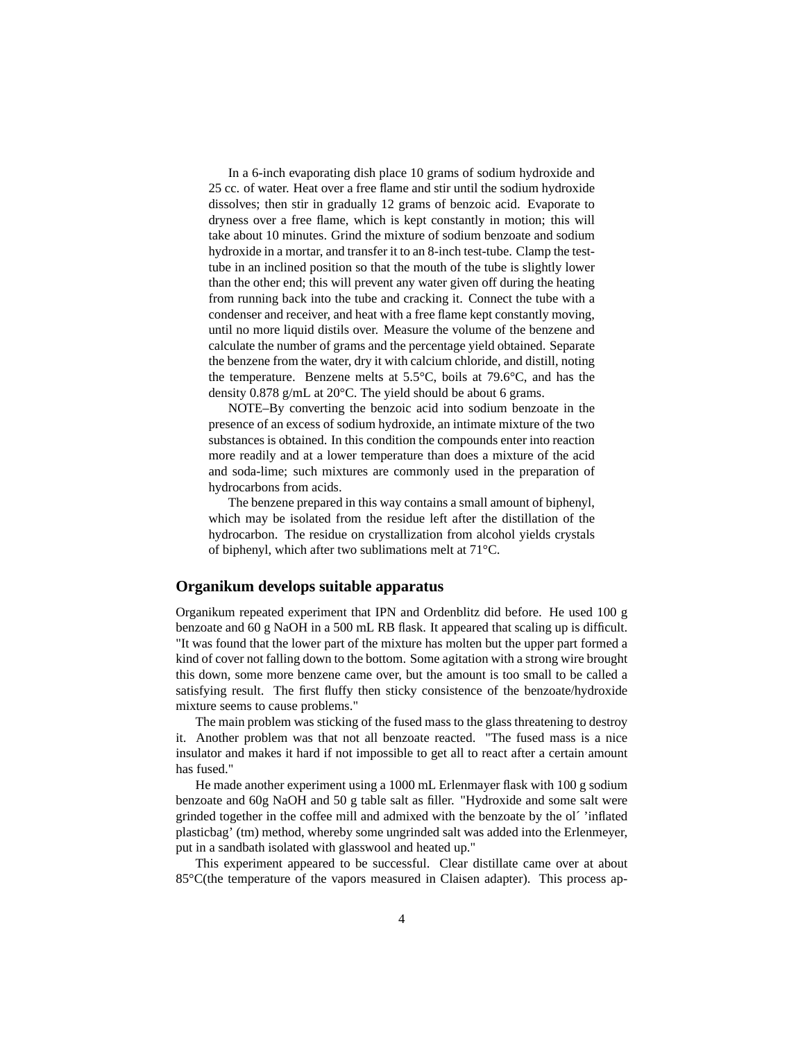In a 6-inch evaporating dish place 10 grams of sodium hydroxide and 25 cc. of water. Heat over a free flame and stir until the sodium hydroxide dissolves; then stir in gradually 12 grams of benzoic acid. Evaporate to dryness over a free flame, which is kept constantly in motion; this will take about 10 minutes. Grind the mixture of sodium benzoate and sodium hydroxide in a mortar, and transfer it to an 8-inch test-tube. Clamp the test-tube in an inclined position so that the mouth of the tube is slightly lower than the other end; this will prevent any water given off during the heating from running back into the tube and cracking it. Connect the tube with a condenser and receiver, and heat with a free flame kept constantly moving, until no more liquid distils over. Measure the volume of the benzene and calculate the number of grams and the percentage yield obtained. Separate the benzene from the water, dry it with calcium chloride, and distill, noting the temperature. Benzene melts at 5.5°C, boils at 79.6°C, and has the density 0.878 g/mL at 20°C. The yield should be about 6 grams.

NOTE–By converting the benzoic acid into sodium benzoate in the presence of an excess of sodium hydroxide, an intimate mixture of the two substances is obtained. In this condition the compounds enter into reaction more readily and at a lower temperature than does a mixture of the acid and soda-lime; such mixtures are commonly used in the preparation of hydrocarbons from acids.

The benzene prepared in this way contains a small amount of biphenyl, which may be isolated from the residue left after the distillation of the hydrocarbon. The residue on crystallization from alcohol yields crystals of biphenyl, which after two sublimations melt at 71°C.

## Organikum develops suitable apparatus

Organikum repeated experiment that IPN and Ordenblitz did before. He used 100 g benzoate and 60 g NaOH in a 500 mL RB flask. It appeared that scaling up is difficult. "It was found that the lower part of the mixture has molten but the upper part formed a kind of cover not falling down to the bottom. Some agitation with a strong wire brought this down, some more benzene came over, but the amount is too small to be called a satisfying result. The first fluffy then sticky consistence of the benzoate/hydroxide mixture seems to cause problems."

The main problem was sticking of the fused mass to the glass threatening to destroy it. Another problem was that not all benzoate reacted. "The fused mass is a nice insulator and makes it hard if not impossible to get all to react after a certain amount has fused."

He made another experiment using a 1000 mL Erlenmayer flask with 100 g sodium benzoate and 60g NaOH and 50 g table salt as filler. "Hydroxide and some salt were grinded together in the coffee mill and admixed with the benzoate by the ol´ 'inflated plasticbag' (tm) method, whereby some ungrinded salt was added into the Erlenmeyer, put in a sandbath isolated with glasswool and heated up."

This experiment appeared to be successful. Clear distillate came over at about 85°C(the temperature of the vapors measured in Claisen adapter). This process ap-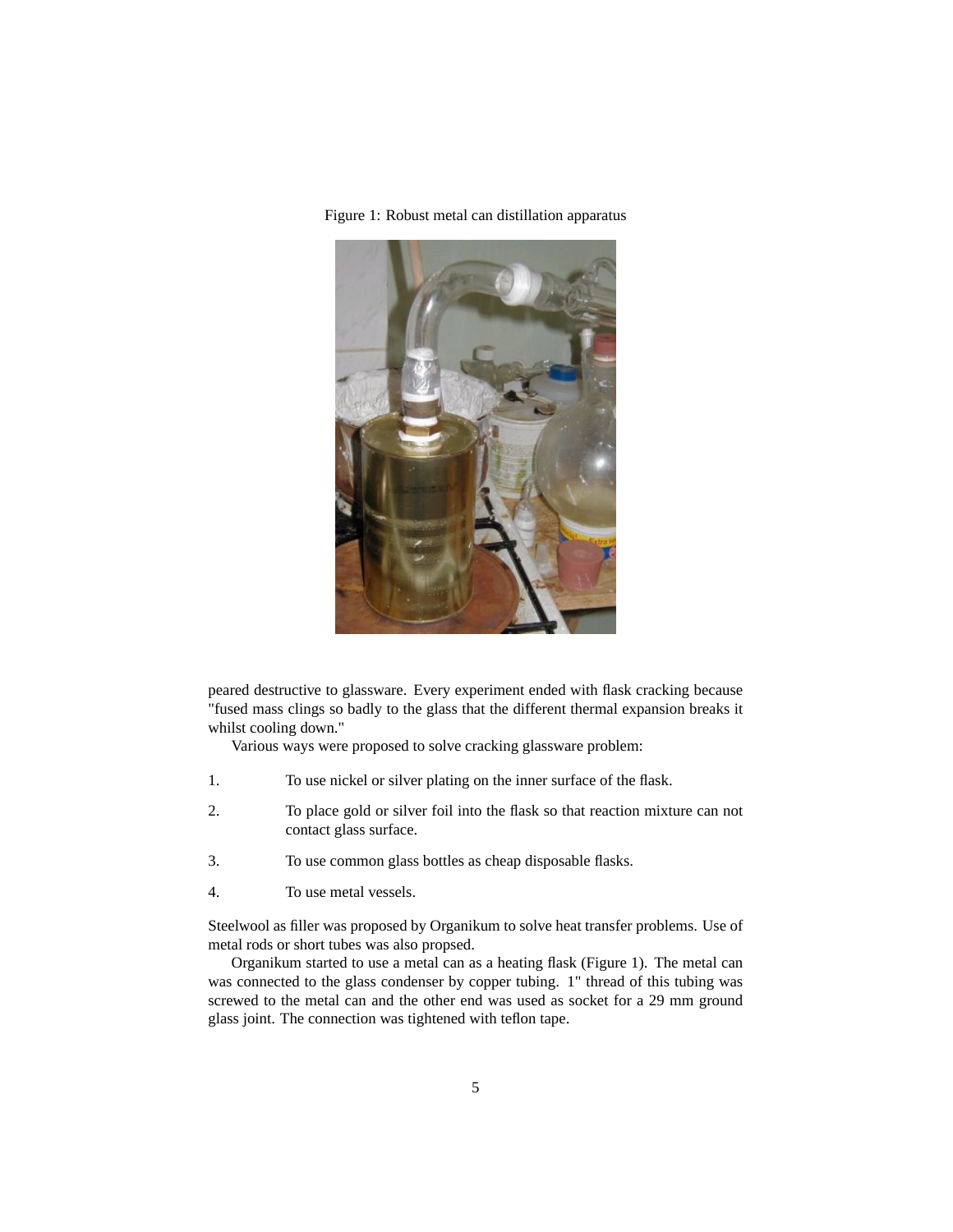Figure 1: Robust metal can distillation apparatus

peared destructive to glassware. Every experiment ended with flask cracking because "fused mass clings so badly to the glass that the different thermal expansion breaks it whilst cooling down."

Various ways were proposed to solve cracking glassware problem:

1. To use nickel or silver plating on the inner surface of the flask.
2. To place gold or silver foil into the flask so that reaction mixture can not contact glass surface.
3. To use common glass bottles as cheap disposable flasks.
4. To use metal vessels.

Steelwool as filler was proposed by Organikum to solve heat transfer problems. Use of metal rods or short tubes was also propsed.

Organikum started to use a metal can as a heating flask (Figure 1). The metal can was connected to the glass condenser by copper tubing. 1" thread of this tubing was screwed to the metal can and the other end was used as socket for a 29 mm ground glass joint. The connection was tightened with teflon tape.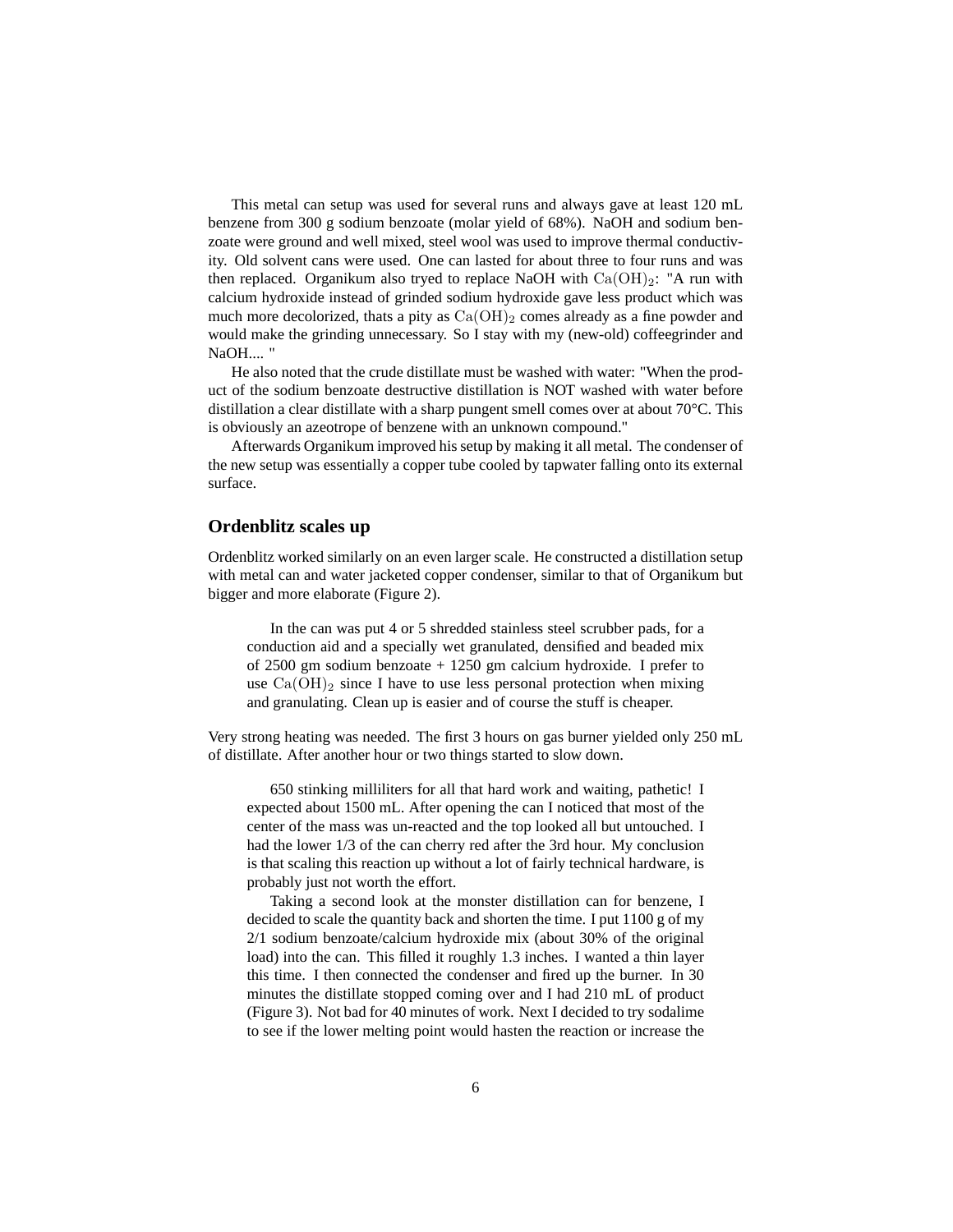This metal can setup was used for several runs and always gave at least 120 mL benzene from 300 g sodium benzoate (molar yield of 68%). NaOH and sodium benzoate were ground and well mixed, steel wool was used to improve thermal conductivity. Old solvent cans were used. One can lasted for about three to four runs and was then replaced. Organikum also tryed to replace NaOH with $\mathrm{Ca(OH)_2}$: "A run with calcium hydroxide instead of grinded sodium hydroxide gave less product which was much more decolorized, thats a pity as $\mathrm{Ca(OH)_2}$ comes already as a fine powder and would make the grinding unnecessary. So I stay with my (new-old) coffeegrinder and NaOH.... "

He also noted that the crude distillate must be washed with water: "When the product of the sodium benzoate destructive distillation is NOT washed with water before distillation a clear distillate with a sharp pungent smell comes over at about 70°C. This is obviously an azeotrope of benzene with an unknown compound."

Afterwards Organikum improved his setup by making it all metal. The condenser of the new setup was essentially a copper tube cooled by tapwater falling onto its external surface.

## Ordenblitz scales up

Ordenblitz worked similarly on an even larger scale. He constructed a distillation setup with metal can and water jacketed copper condenser, similar to that of Organikum but bigger and more elaborate (Figure 2).

> In the can was put 4 or 5 shredded stainless steel scrubber pads, for a conduction aid and a specially wet granulated, densified and beaded mix of 2500 gm sodium benzoate + 1250 gm calcium hydroxide. I prefer to use $\mathrm{Ca(OH)_2}$ since I have to use less personal protection when mixing and granulating. Clean up is easier and of course the stuff is cheaper.

Very strong heating was needed. The first 3 hours on gas burner yielded only 250 mL of distillate. After another hour or two things started to slow down.

> 650 stinking milliliters for all that hard work and waiting, pathetic! I expected about 1500 mL. After opening the can I noticed that most of the center of the mass was un-reacted and the top looked all but untouched. I had the lower 1/3 of the can cherry red after the 3rd hour. My conclusion is that scaling this reaction up without a lot of fairly technical hardware, is probably just not worth the effort.
>
> Taking a second look at the monster distillation can for benzene, I decided to scale the quantity back and shorten the time. I put 1100 g of my 2/1 sodium benzoate/calcium hydroxide mix (about 30% of the original load) into the can. This filled it roughly 1.3 inches. I wanted a thin layer this time. I then connected the condenser and fired up the burner. In 30 minutes the distillate stopped coming over and I had 210 mL of product (Figure 3). Not bad for 40 minutes of work. Next I decided to try sodalime to see if the lower melting point would hasten the reaction or increase the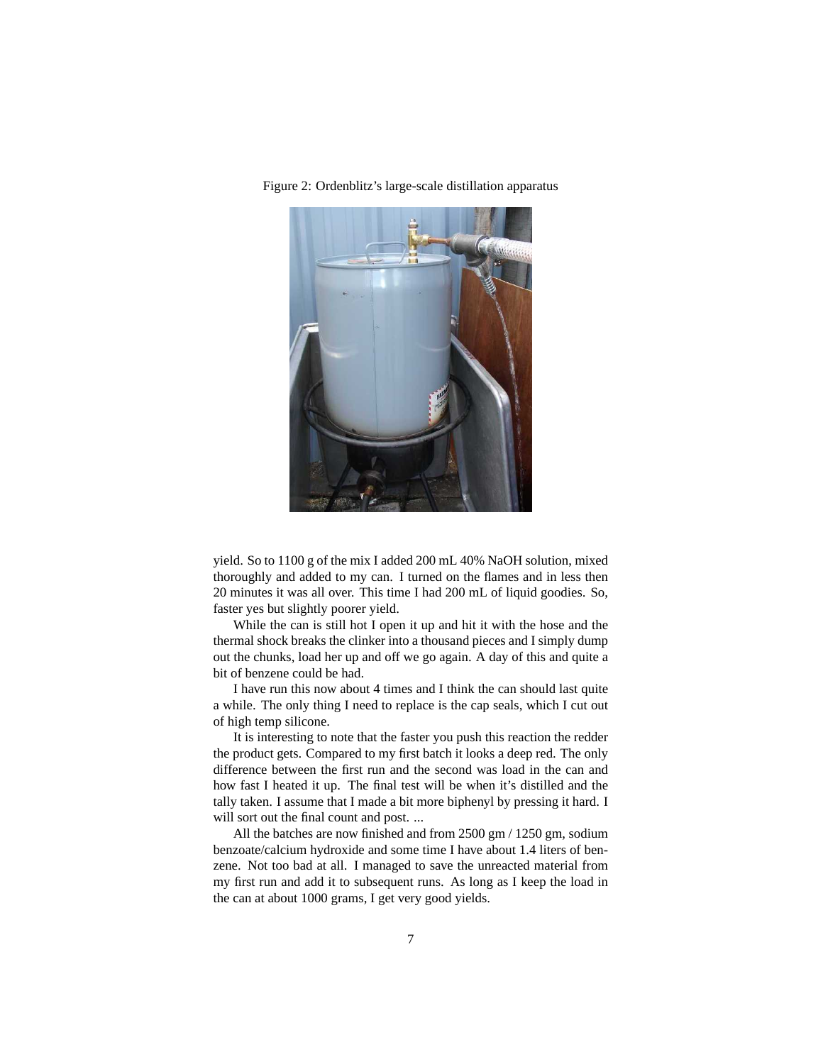Figure 2: Ordenblitz's large-scale distillation apparatus

yield. So to 1100 g of the mix I added 200 mL 40% NaOH solution, mixed thoroughly and added to my can. I turned on the flames and in less then 20 minutes it was all over. This time I had 200 mL of liquid goodies. So, faster yes but slightly poorer yield.

While the can is still hot I open it up and hit it with the hose and the thermal shock breaks the clinker into a thousand pieces and I simply dump out the chunks, load her up and off we go again. A day of this and quite a bit of benzene could be had.

I have run this now about 4 times and I think the can should last quite a while. The only thing I need to replace is the cap seals, which I cut out of high temp silicone.

It is interesting to note that the faster you push this reaction the redder the product gets. Compared to my first batch it looks a deep red. The only difference between the first run and the second was load in the can and how fast I heated it up. The final test will be when it's distilled and the tally taken. I assume that I made a bit more biphenyl by pressing it hard. I will sort out the final count and post. ...

All the batches are now finished and from 2500 gm / 1250 gm, sodium benzoate/calcium hydroxide and some time I have about 1.4 liters of benzene. Not too bad at all. I managed to save the unreacted material from my first run and add it to subsequent runs. As long as I keep the load in the can at about 1000 grams, I get very good yields.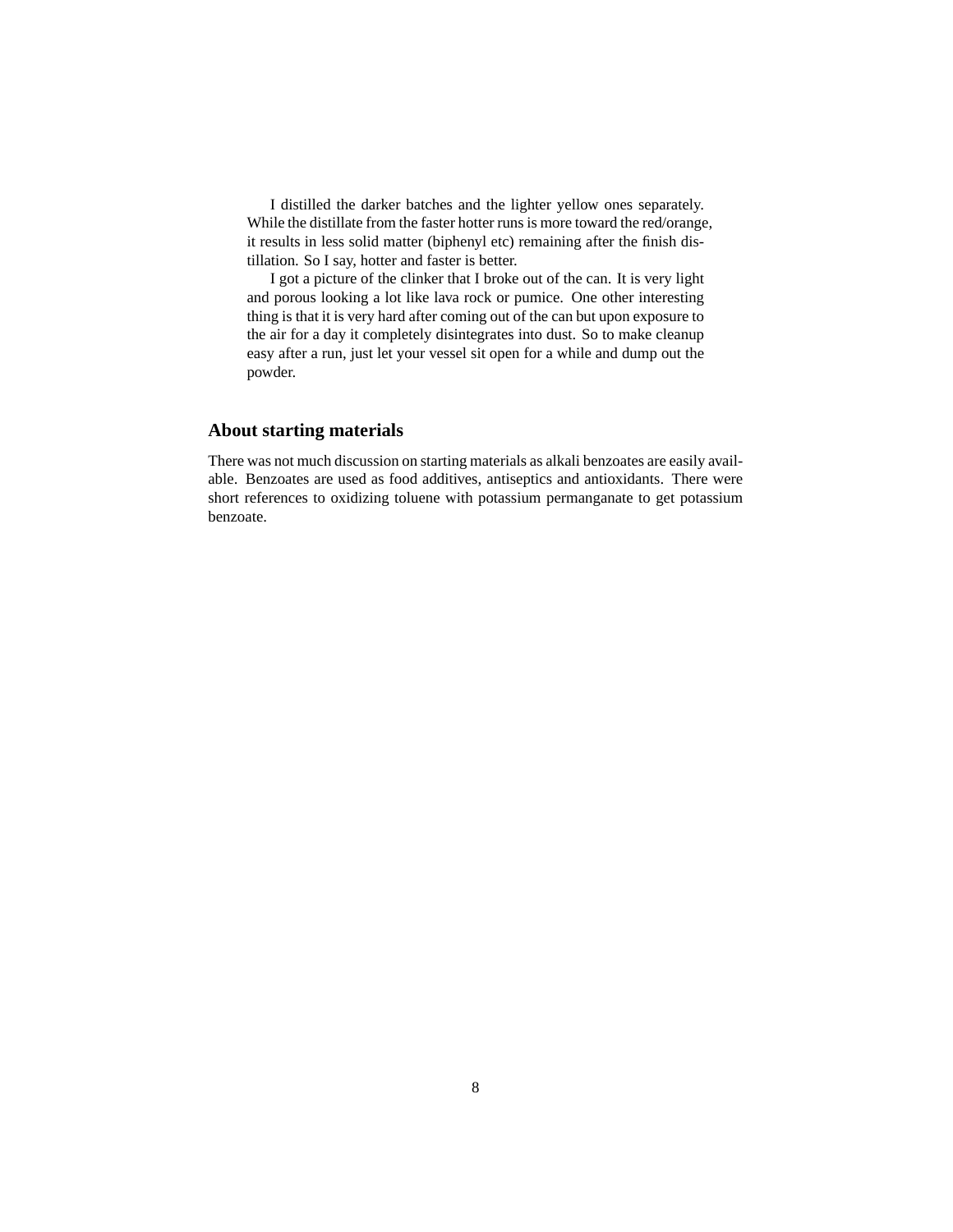I distilled the darker batches and the lighter yellow ones separately. While the distillate from the faster hotter runs is more toward the red/orange, it results in less solid matter (biphenyl etc) remaining after the finish distillation. So I say, hotter and faster is better.

I got a picture of the clinker that I broke out of the can. It is very light and porous looking a lot like lava rock or pumice. One other interesting thing is that it is very hard after coming out of the can but upon exposure to the air for a day it completely disintegrates into dust. So to make cleanup easy after a run, just let your vessel sit open for a while and dump out the powder.

## About starting materials

There was not much discussion on starting materials as alkali benzoates are easily available. Benzoates are used as food additives, antiseptics and antioxidants. There were short references to oxidizing toluene with potassium permanganate to get potassium benzoate.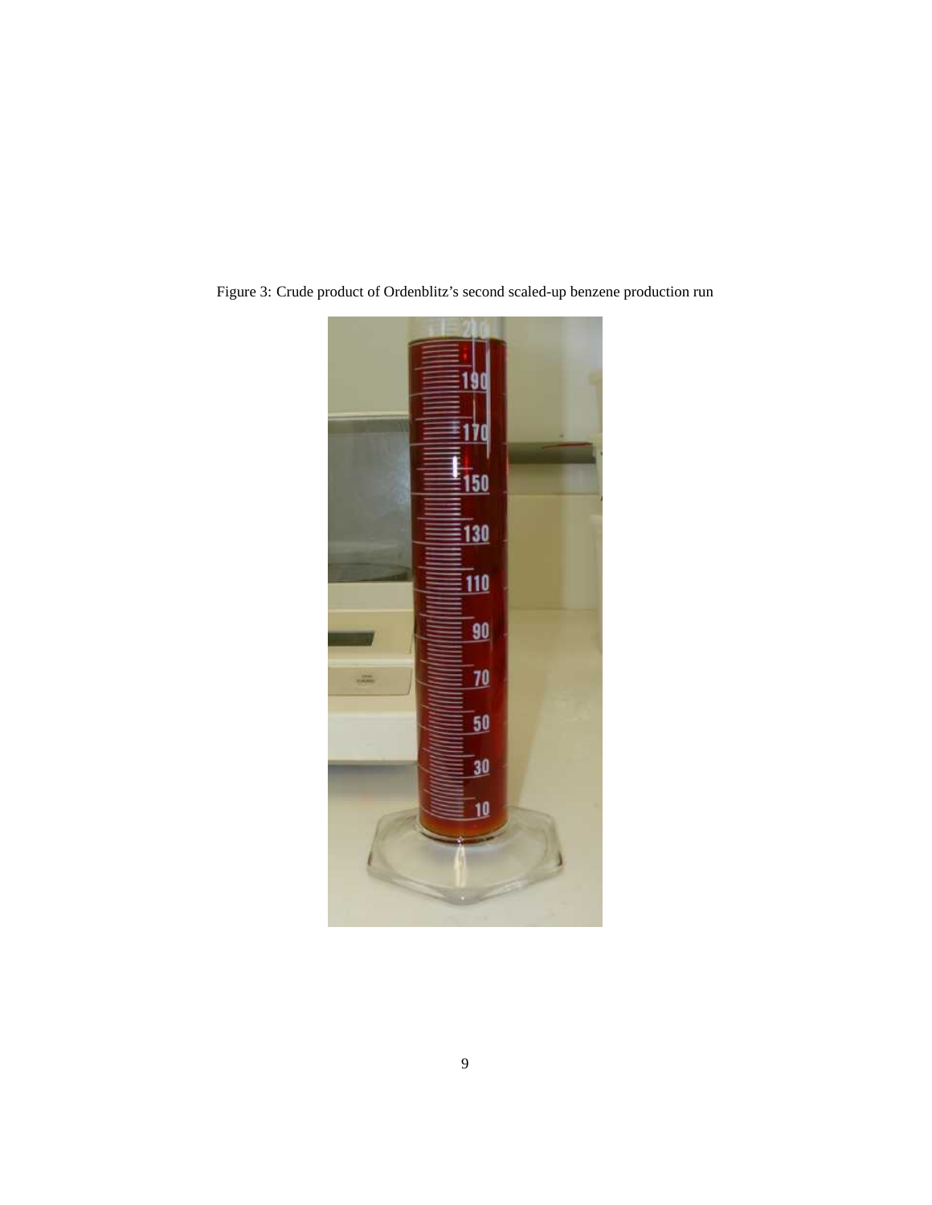Figure 3: Crude product of Ordenblitz's second scaled-up benzene production run